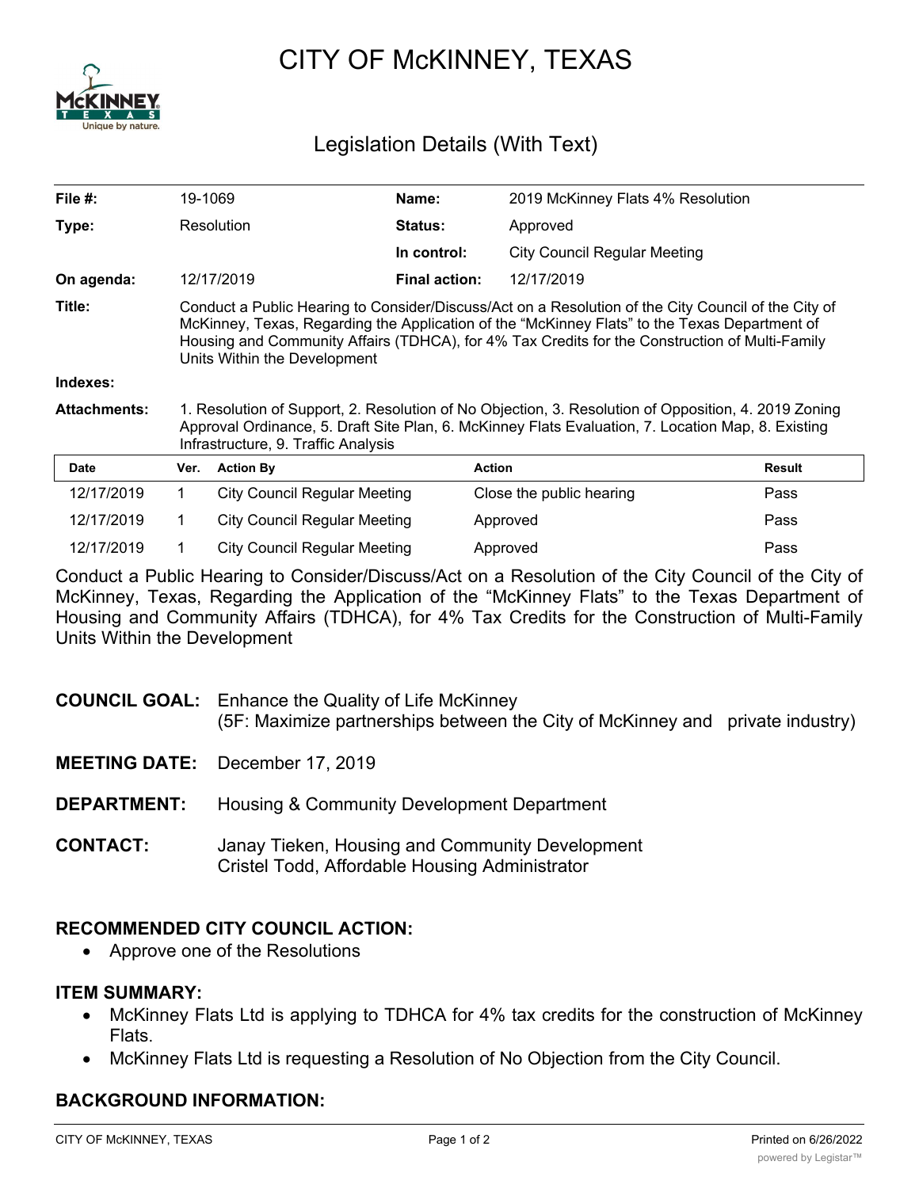# CITY OF McKINNEY, TEXAS

## Legislation Details (With Text)

| | | | |
|---|---|---|---|
| **File #:** | 19-1069 | **Name:** | 2019 McKinney Flats 4% Resolution |
| **Type:** | Resolution | **Status:** | Approved |
| | | **In control:** | City Council Regular Meeting |
| **On agenda:** | 12/17/2019 | **Final action:** | 12/17/2019 |

**Title:** Conduct a Public Hearing to Consider/Discuss/Act on a Resolution of the City Council of the City of McKinney, Texas, Regarding the Application of the “McKinney Flats” to the Texas Department of Housing and Community Affairs (TDHCA), for 4% Tax Credits for the Construction of Multi-Family Units Within the Development

**Indexes:**

**Attachments:** 1. Resolution of Support, 2. Resolution of No Objection, 3. Resolution of Opposition, 4. 2019 Zoning Approval Ordinance, 5. Draft Site Plan, 6. McKinney Flats Evaluation, 7. Location Map, 8. Existing Infrastructure, 9. Traffic Analysis

| Date | Ver. | Action By | Action | Result |
|---|---|---|---|---|
| 12/17/2019 | 1 | City Council Regular Meeting | Close the public hearing | Pass |
| 12/17/2019 | 1 | City Council Regular Meeting | Approved | Pass |
| 12/17/2019 | 1 | City Council Regular Meeting | Approved | Pass |

Conduct a Public Hearing to Consider/Discuss/Act on a Resolution of the City Council of the City of McKinney, Texas, Regarding the Application of the “McKinney Flats” to the Texas Department of Housing and Community Affairs (TDHCA), for 4% Tax Credits for the Construction of Multi-Family Units Within the Development

**COUNCIL GOAL:** Enhance the Quality of Life McKinney
(5F: Maximize partnerships between the City of McKinney and private industry)

**MEETING DATE:** December 17, 2019

**DEPARTMENT:** Housing & Community Development Department

**CONTACT:** Janay Tieken, Housing and Community Development
Cristel Todd, Affordable Housing Administrator

**RECOMMENDED CITY COUNCIL ACTION:**

- Approve one of the Resolutions

**ITEM SUMMARY:**

- McKinney Flats Ltd is applying to TDHCA for 4% tax credits for the construction of McKinney Flats.
- McKinney Flats Ltd is requesting a Resolution of No Objection from the City Council.

**BACKGROUND INFORMATION:**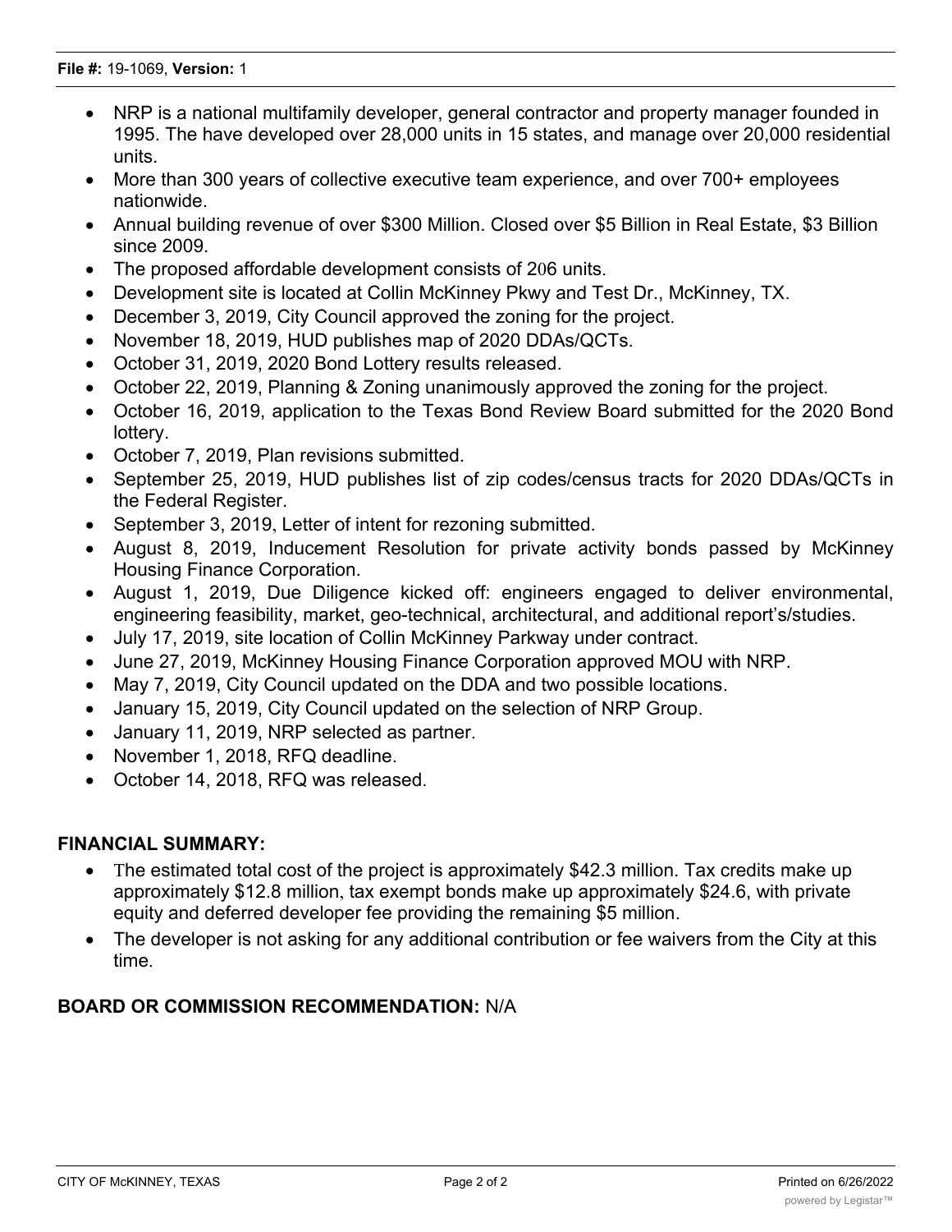- NRP is a national multifamily developer, general contractor and property manager founded in 1995. The have developed over 28,000 units in 15 states, and manage over 20,000 residential units.
- More than 300 years of collective executive team experience, and over 700+ employees nationwide.
- Annual building revenue of over $300 Million. Closed over $5 Billion in Real Estate, $3 Billion since 2009.
- The proposed affordable development consists of 206 units.
- Development site is located at Collin McKinney Pkwy and Test Dr., McKinney, TX.
- December 3, 2019, City Council approved the zoning for the project.
- November 18, 2019, HUD publishes map of 2020 DDAs/QCTs.
- October 31, 2019, 2020 Bond Lottery results released.
- October 22, 2019, Planning & Zoning unanimously approved the zoning for the project.
- October 16, 2019, application to the Texas Bond Review Board submitted for the 2020 Bond lottery.
- October 7, 2019, Plan revisions submitted.
- September 25, 2019, HUD publishes list of zip codes/census tracts for 2020 DDAs/QCTs in the Federal Register.
- September 3, 2019, Letter of intent for rezoning submitted.
- August 8, 2019, Inducement Resolution for private activity bonds passed by McKinney Housing Finance Corporation.
- August 1, 2019, Due Diligence kicked off: engineers engaged to deliver environmental, engineering feasibility, market, geo-technical, architectural, and additional report's/studies.
- July 17, 2019, site location of Collin McKinney Parkway under contract.
- June 27, 2019, McKinney Housing Finance Corporation approved MOU with NRP.
- May 7, 2019, City Council updated on the DDA and two possible locations.
- January 15, 2019, City Council updated on the selection of NRP Group.
- January 11, 2019, NRP selected as partner.
- November 1, 2018, RFQ deadline.
- October 14, 2018, RFQ was released.

## FINANCIAL SUMMARY:

- The estimated total cost of the project is approximately $42.3 million. Tax credits make up approximately $12.8 million, tax exempt bonds make up approximately $24.6, with private equity and deferred developer fee providing the remaining $5 million.
- The developer is not asking for any additional contribution or fee waivers from the City at this time.

## BOARD OR COMMISSION RECOMMENDATION: N/A